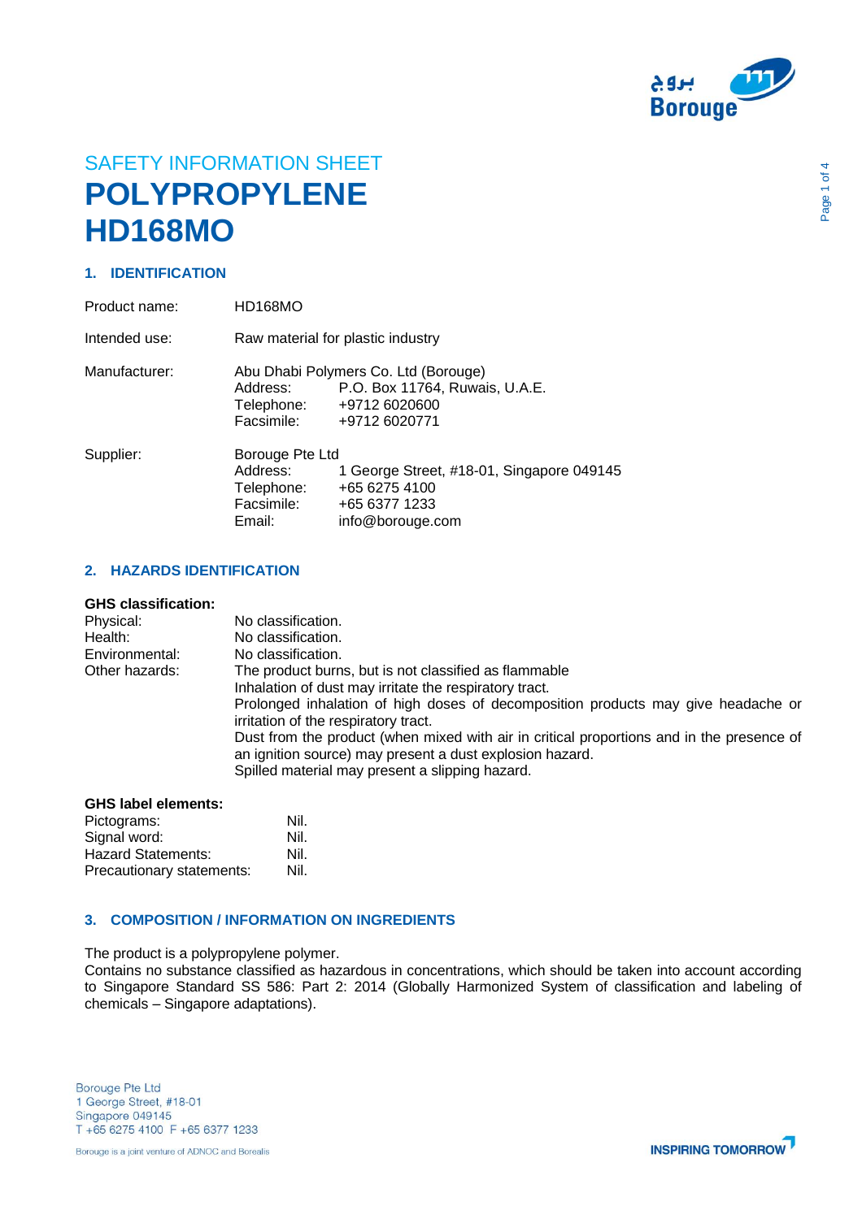SAFETY INFORMATION SHEET

# POLYPROPYLENE HD168MO

## 1. IDENTIFICATION

| | |
|---|---|
| Product name: | HD168MO |
| Intended use: | Raw material for plastic industry |
| Manufacturer: | Abu Dhabi Polymers Co. Ltd (Borouge)<br>Address: P.O. Box 11764, Ruwais, U.A.E.<br>Telephone: +9712 6020600<br>Facsimile: +9712 6020771 |
| Supplier: | Borouge Pte Ltd<br>Address: 1 George Street, #18-01, Singapore 049145<br>Telephone: +65 6275 4100<br>Facsimile: +65 6377 1233<br>Email: info@borouge.com |

## 2. HAZARDS IDENTIFICATION

**GHS classification:**

| | |
|---|---|
| Physical: | No classification. |
| Health: | No classification. |
| Environmental: | No classification. |
| Other hazards: | The product burns, but is not classified as flammable<br>Inhalation of dust may irritate the respiratory tract.<br>Prolonged inhalation of high doses of decomposition products may give headache or irritation of the respiratory tract.<br>Dust from the product (when mixed with air in critical proportions and in the presence of an ignition source) may present a dust explosion hazard.<br>Spilled material may present a slipping hazard. |

**GHS label elements:**

| | |
|---|---|
| Pictograms: | Nil. |
| Signal word: | Nil. |
| Hazard Statements: | Nil. |
| Precautionary statements: | Nil. |

## 3. COMPOSITION / INFORMATION ON INGREDIENTS

The product is a polypropylene polymer.
Contains no substance classified as hazardous in concentrations, which should be taken into account according to Singapore Standard SS 586: Part 2: 2014 (Globally Harmonized System of classification and labeling of chemicals – Singapore adaptations).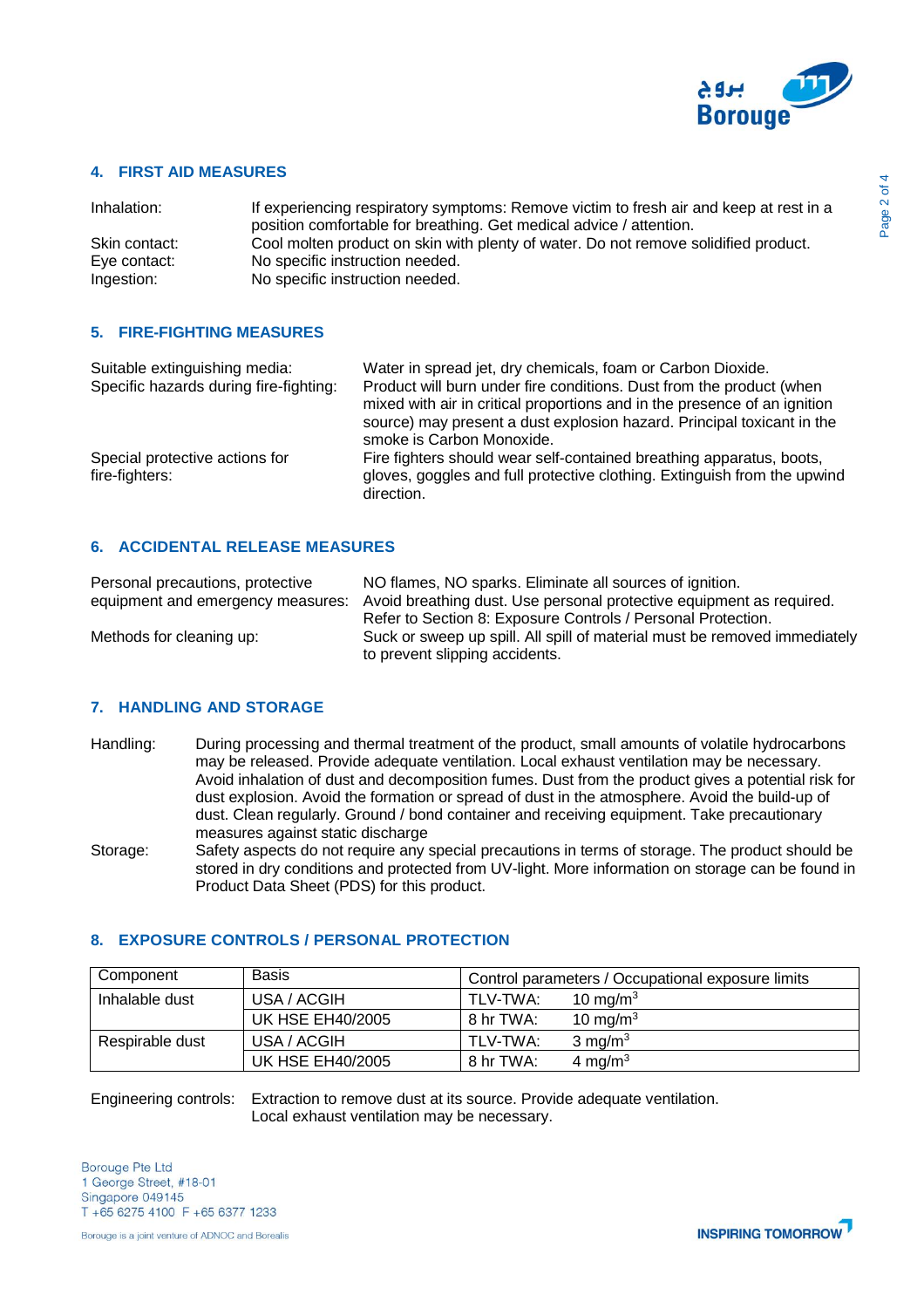## 4. FIRST AID MEASURES

Inhalation: If experiencing respiratory symptoms: Remove victim to fresh air and keep at rest in a position comfortable for breathing. Get medical advice / attention.

Skin contact: Cool molten product on skin with plenty of water. Do not remove solidified product.

Eye contact: No specific instruction needed.

Ingestion: No specific instruction needed.

## 5. FIRE-FIGHTING MEASURES

Suitable extinguishing media: Water in spread jet, dry chemicals, foam or Carbon Dioxide.

Specific hazards during fire-fighting: Product will burn under fire conditions. Dust from the product (when mixed with air in critical proportions and in the presence of an ignition source) may present a dust explosion hazard. Principal toxicant in the smoke is Carbon Monoxide.

Special protective actions for fire-fighters: Fire fighters should wear self-contained breathing apparatus, boots, gloves, goggles and full protective clothing. Extinguish from the upwind direction.

## 6. ACCIDENTAL RELEASE MEASURES

Personal precautions, protective equipment and emergency measures: NO flames, NO sparks. Eliminate all sources of ignition. Avoid breathing dust. Use personal protective equipment as required. Refer to Section 8: Exposure Controls / Personal Protection.

Methods for cleaning up: Suck or sweep up spill. All spill of material must be removed immediately to prevent slipping accidents.

## 7. HANDLING AND STORAGE

Handling: During processing and thermal treatment of the product, small amounts of volatile hydrocarbons may be released. Provide adequate ventilation. Local exhaust ventilation may be necessary. Avoid inhalation of dust and decomposition fumes. Dust from the product gives a potential risk for dust explosion. Avoid the formation or spread of dust in the atmosphere. Avoid the build-up of dust. Clean regularly. Ground / bond container and receiving equipment. Take precautionary measures against static discharge

Storage: Safety aspects do not require any special precautions in terms of storage. The product should be stored in dry conditions and protected from UV-light. More information on storage can be found in Product Data Sheet (PDS) for this product.

## 8. EXPOSURE CONTROLS / PERSONAL PROTECTION

| Component | Basis | Control parameters / Occupational exposure limits |
|---|---|---|
| Inhalable dust | USA / ACGIH | TLV-TWA: 10 $mg/m^3$ |
| | UK HSE EH40/2005 | 8 hr TWA: 10 $mg/m^3$ |
| Respirable dust | USA / ACGIH | TLV-TWA: 3 $mg/m^3$ |
| | UK HSE EH40/2005 | 8 hr TWA: 4 $mg/m^3$ |

Engineering controls: Extraction to remove dust at its source. Provide adequate ventilation. Local exhaust ventilation may be necessary.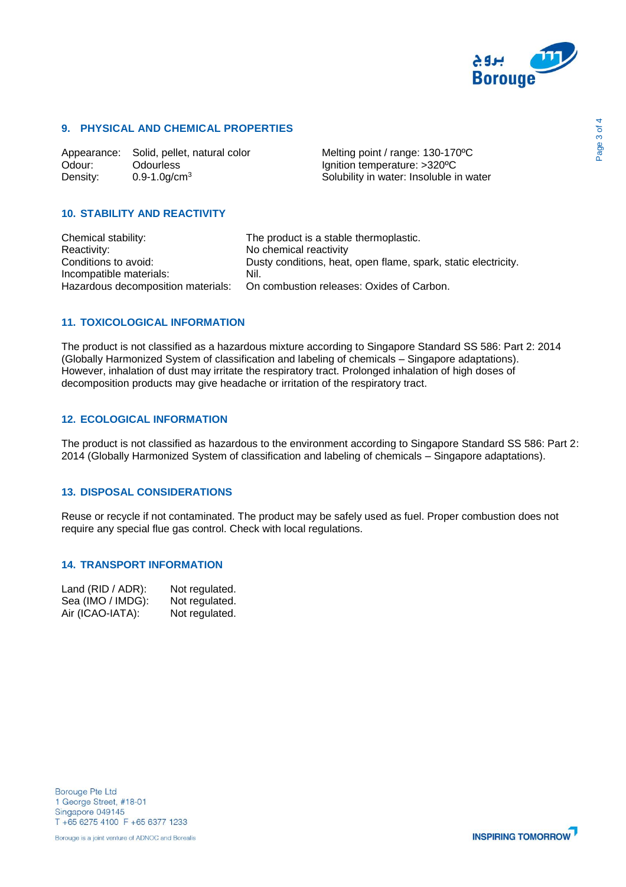## 9. PHYSICAL AND CHEMICAL PROPERTIES

| | | |
|---|---|---|
| Appearance: | Solid, pellet, natural color | Melting point / range: 130-170ºC |
| Odour: | Odourless | Ignition temperature: >320ºC |
| Density: | 0.9-1.0g/cm$^3$ | Solubility in water: Insoluble in water |

## 10. STABILITY AND REACTIVITY

| | |
|---|---|
| Chemical stability: | The product is a stable thermoplastic. |
| Reactivity: | No chemical reactivity |
| Conditions to avoid: | Dusty conditions, heat, open flame, spark, static electricity. |
| Incompatible materials: | Nil. |
| Hazardous decomposition materials: | On combustion releases: Oxides of Carbon. |

## 11. TOXICOLOGICAL INFORMATION

The product is not classified as a hazardous mixture according to Singapore Standard SS 586: Part 2: 2014 (Globally Harmonized System of classification and labeling of chemicals – Singapore adaptations). However, inhalation of dust may irritate the respiratory tract. Prolonged inhalation of high doses of decomposition products may give headache or irritation of the respiratory tract.

## 12. ECOLOGICAL INFORMATION

The product is not classified as hazardous to the environment according to Singapore Standard SS 586: Part 2: 2014 (Globally Harmonized System of classification and labeling of chemicals – Singapore adaptations).

## 13. DISPOSAL CONSIDERATIONS

Reuse or recycle if not contaminated. The product may be safely used as fuel. Proper combustion does not require any special flue gas control. Check with local regulations.

## 14. TRANSPORT INFORMATION

| | |
|---|---|
| Land (RID / ADR): | Not regulated. |
| Sea (IMO / IMDG): | Not regulated. |
| Air (ICAO-IATA): | Not regulated. |

Borouge Pte Ltd
1 George Street, #18-01
Singapore 049145
T +65 6275 4100 F +65 6377 1233

Borouge is a joint venture of ADNOC and Borealis

INSPIRING TOMORROW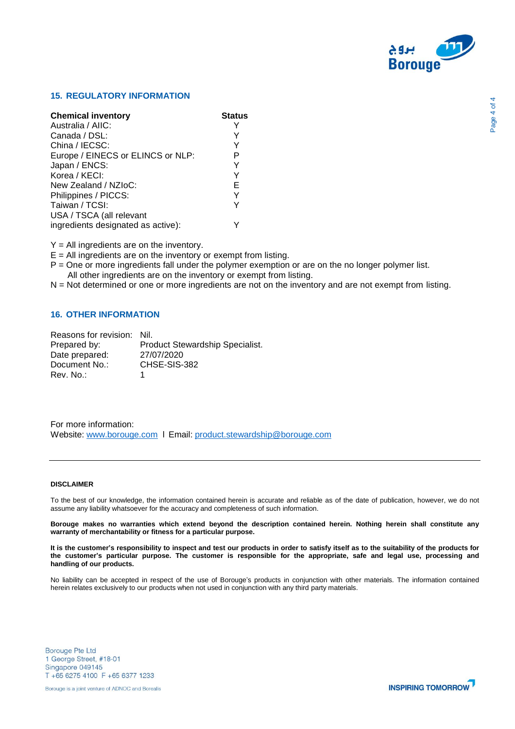## 15. REGULATORY INFORMATION

| Chemical inventory | Status |
|---|---|
| Australia / AIIC: | Y |
| Canada / DSL: | Y |
| China / IECSC: | Y |
| Europe / EINECS or ELINCS or NLP: | P |
| Japan / ENCS: | Y |
| Korea / KECI: | Y |
| New Zealand / NZIoC: | E |
| Philippines / PICCS: | Y |
| Taiwan / TCSI: | Y |
| USA / TSCA (all relevant ingredients designated as active): | Y |

Y = All ingredients are on the inventory.
E = All ingredients are on the inventory or exempt from listing.
P = One or more ingredients fall under the polymer exemption or are on the no longer polymer list. All other ingredients are on the inventory or exempt from listing.
N = Not determined or one or more ingredients are not on the inventory and are not exempt from listing.

## 16. OTHER INFORMATION

| | |
|---|---|
| Reasons for revision: | Nil. |
| Prepared by: | Product Stewardship Specialist. |
| Date prepared: | 27/07/2020 |
| Document No.: | CHSE-SIS-382 |
| Rev. No.: | 1 |

For more information:
Website: www.borouge.com I Email: product.stewardship@borouge.com

---

**DISCLAIMER**

To the best of our knowledge, the information contained herein is accurate and reliable as of the date of publication, however, we do not assume any liability whatsoever for the accuracy and completeness of such information.

**Borouge makes no warranties which extend beyond the description contained herein. Nothing herein shall constitute any warranty of merchantability or fitness for a particular purpose.**

**It is the customer's responsibility to inspect and test our products in order to satisfy itself as to the suitability of the products for the customer's particular purpose. The customer is responsible for the appropriate, safe and legal use, processing and handling of our products.**

No liability can be accepted in respect of the use of Borouge's products in conjunction with other materials. The information contained herein relates exclusively to our products when not used in conjunction with any third party materials.

Borouge Pte Ltd
1 George Street, #18-01
Singapore 049145
T +65 6275 4100 F +65 6377 1233

Borouge is a joint venture of ADNOC and Borealis

INSPIRING TOMORROW